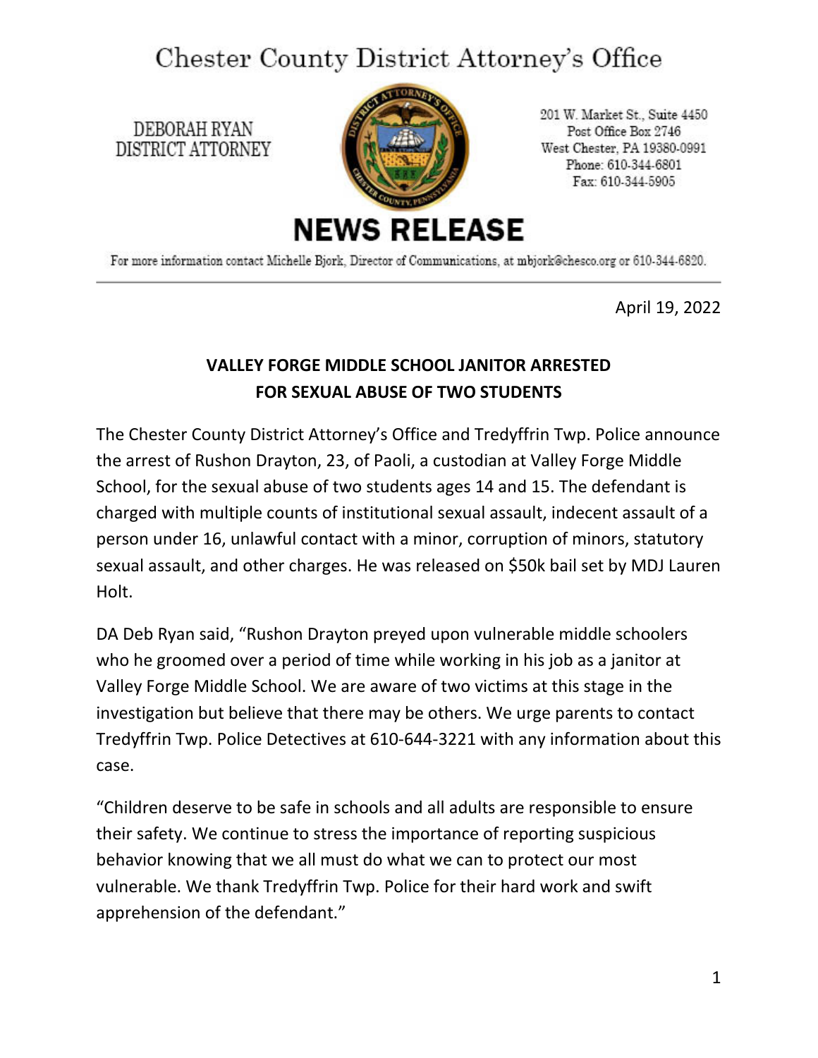# Chester County District Attorney's Office

DEBORAH RYAN
DISTRICT ATTORNEY

201 W. Market St., Suite 4450
Post Office Box 2746
West Chester, PA 19380-0991
Phone: 610-344-6801
Fax: 610-344-5905

## NEWS RELEASE

For more information contact Michelle Bjork, Director of Communications, at mbjork@chesco.org or 610-344-6820.

---

April 19, 2022

### VALLEY FORGE MIDDLE SCHOOL JANITOR ARRESTED FOR SEXUAL ABUSE OF TWO STUDENTS

The Chester County District Attorney's Office and Tredyffrin Twp. Police announce the arrest of Rushon Drayton, 23, of Paoli, a custodian at Valley Forge Middle School, for the sexual abuse of two students ages 14 and 15. The defendant is charged with multiple counts of institutional sexual assault, indecent assault of a person under 16, unlawful contact with a minor, corruption of minors, statutory sexual assault, and other charges. He was released on $50k bail set by MDJ Lauren Holt.

DA Deb Ryan said, "Rushon Drayton preyed upon vulnerable middle schoolers who he groomed over a period of time while working in his job as a janitor at Valley Forge Middle School. We are aware of two victims at this stage in the investigation but believe that there may be others. We urge parents to contact Tredyffrin Twp. Police Detectives at 610-644-3221 with any information about this case.

"Children deserve to be safe in schools and all adults are responsible to ensure their safety. We continue to stress the importance of reporting suspicious behavior knowing that we all must do what we can to protect our most vulnerable. We thank Tredyffrin Twp. Police for their hard work and swift apprehension of the defendant."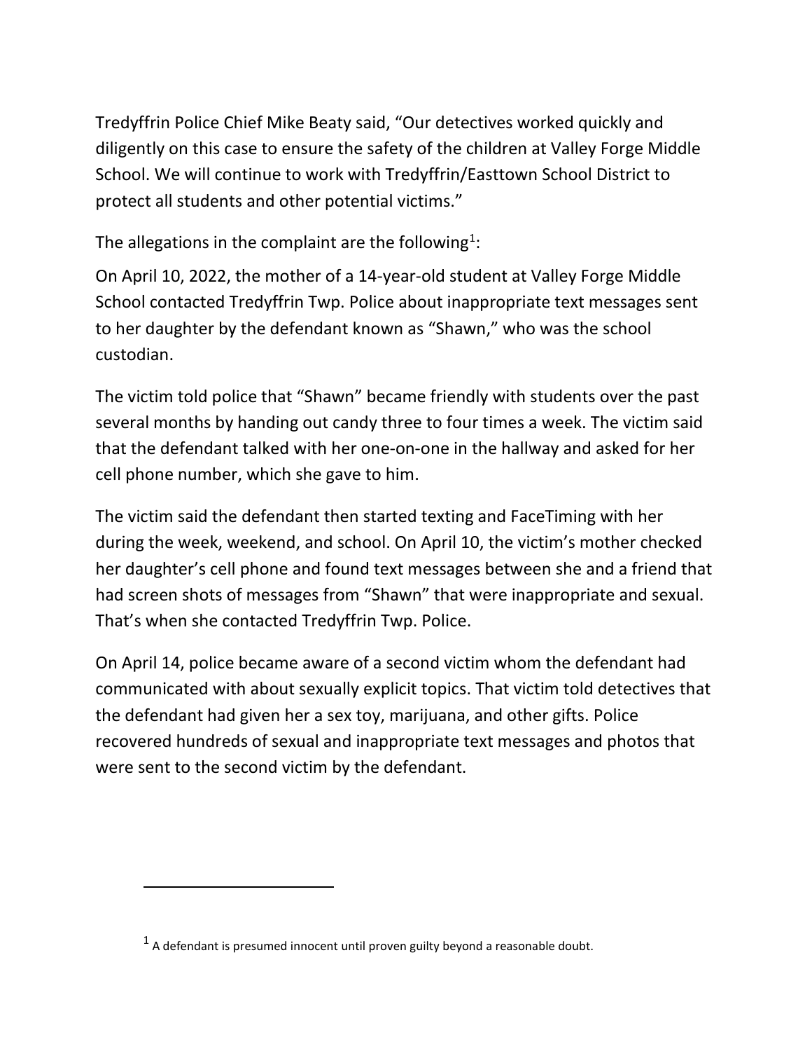Tredyffrin Police Chief Mike Beaty said, "Our detectives worked quickly and diligently on this case to ensure the safety of the children at Valley Forge Middle School. We will continue to work with Tredyffrin/Easttown School District to protect all students and other potential victims."

The allegations in the complaint are the following[1]:

On April 10, 2022, the mother of a 14-year-old student at Valley Forge Middle School contacted Tredyffrin Twp. Police about inappropriate text messages sent to her daughter by the defendant known as "Shawn," who was the school custodian.

The victim told police that "Shawn" became friendly with students over the past several months by handing out candy three to four times a week. The victim said that the defendant talked with her one-on-one in the hallway and asked for her cell phone number, which she gave to him.

The victim said the defendant then started texting and FaceTiming with her during the week, weekend, and school. On April 10, the victim's mother checked her daughter's cell phone and found text messages between she and a friend that had screen shots of messages from "Shawn" that were inappropriate and sexual. That's when she contacted Tredyffrin Twp. Police.

On April 14, police became aware of a second victim whom the defendant had communicated with about sexually explicit topics. That victim told detectives that the defendant had given her a sex toy, marijuana, and other gifts. Police recovered hundreds of sexual and inappropriate text messages and photos that were sent to the second victim by the defendant.

---

[1] A defendant is presumed innocent until proven guilty beyond a reasonable doubt.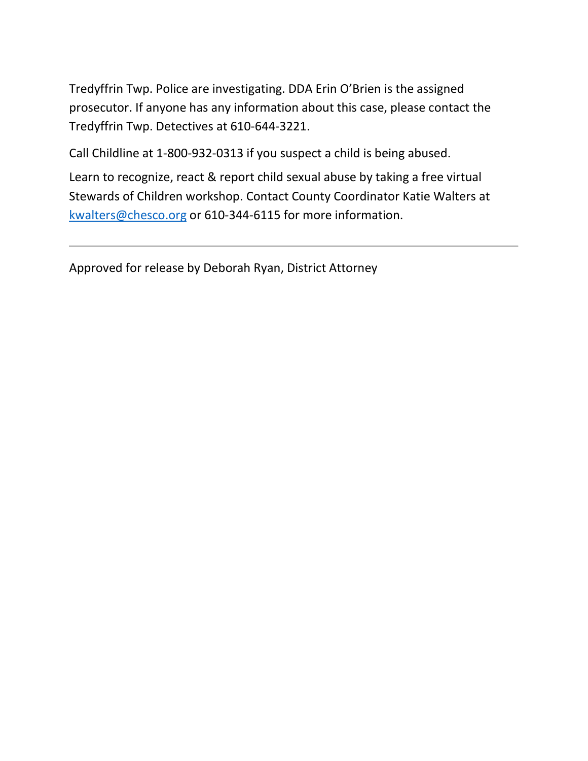Tredyffrin Twp. Police are investigating. DDA Erin O'Brien is the assigned prosecutor. If anyone has any information about this case, please contact the Tredyffrin Twp. Detectives at 610-644-3221.

Call Childline at 1-800-932-0313 if you suspect a child is being abused.

Learn to recognize, react & report child sexual abuse by taking a free virtual Stewards of Children workshop. Contact County Coordinator Katie Walters at kwalters@chesco.org or 610-344-6115 for more information.

---

Approved for release by Deborah Ryan, District Attorney